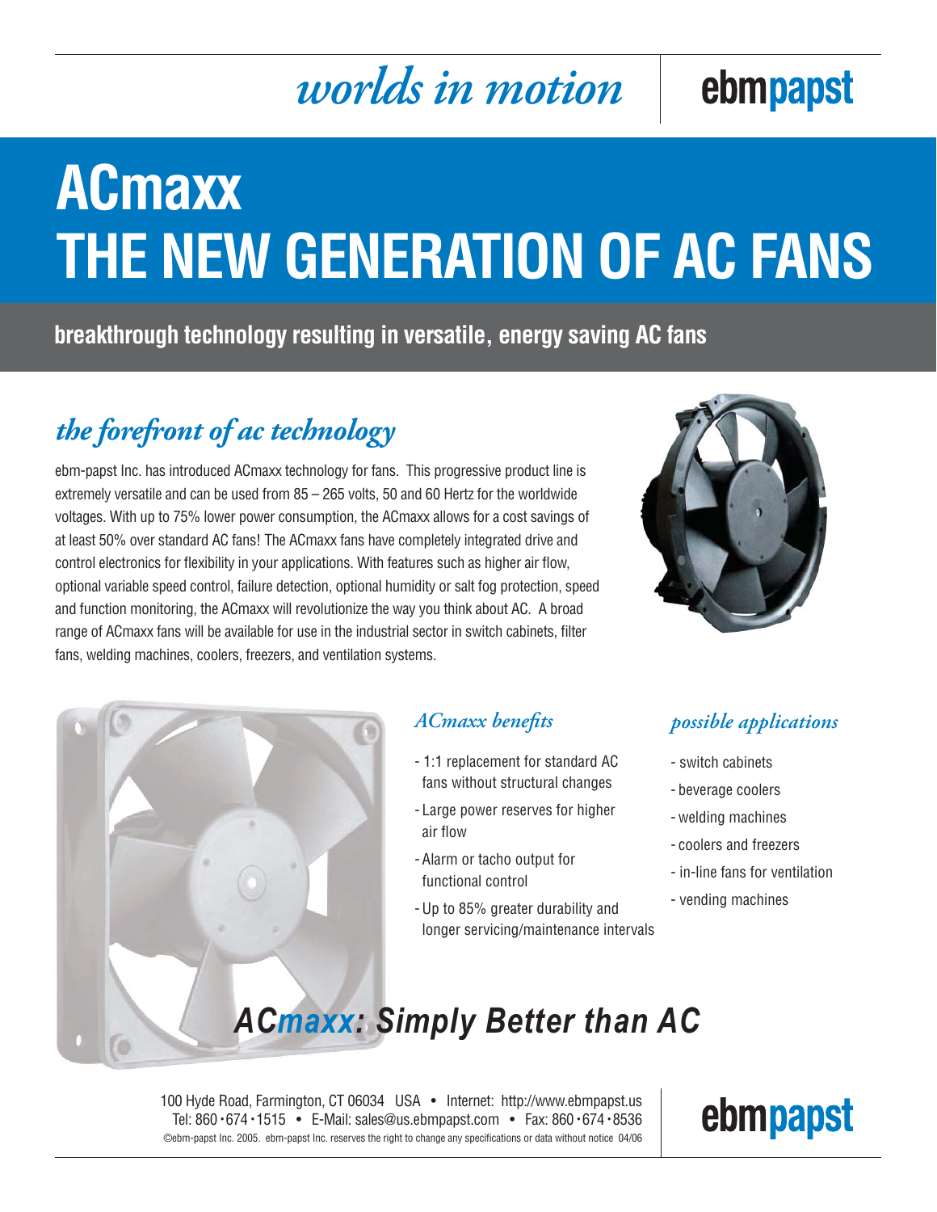*worlds in motion* | ebmpapst

# ACmaxx
# THE NEW GENERATION OF AC FANS

**breakthrough technology resulting in versatile, energy saving AC fans**

## *the forefront of ac technology*

ebm-papst Inc. has introduced ACmaxx technology for fans. This progressive product line is extremely versatile and can be used from 85 – 265 volts, 50 and 60 Hertz for the worldwide voltages. With up to 75% lower power consumption, the ACmaxx allows for a cost savings of at least 50% over standard AC fans! The ACmaxx fans have completely integrated drive and control electronics for flexibility in your applications. With features such as higher air flow, optional variable speed control, failure detection, optional humidity or salt fog protection, speed and function monitoring, the ACmaxx will revolutionize the way you think about AC. A broad range of ACmaxx fans will be available for use in the industrial sector in switch cabinets, filter fans, welding machines, coolers, freezers, and ventilation systems.

### *ACmaxx benefits*

- 1:1 replacement for standard AC fans without structural changes
- Large power reserves for higher air flow
- Alarm or tacho output for functional control
- Up to 85% greater durability and longer servicing/maintenance intervals

### *possible applications*

- switch cabinets
- beverage coolers
- welding machines
- coolers and freezers
- in-line fans for ventilation
- vending machines

## *ACmaxx: Simply Better than AC*

100 Hyde Road, Farmington, CT 06034 USA • Internet: http://www.ebmpapst.us
Tel: 860·674·1515 • E-Mail: sales@us.ebmpapst.com • Fax: 860·674·8536
©ebm-papst Inc. 2005. ebm-papst Inc. reserves the right to change any specifications or data without notice 04/06

ebmpapst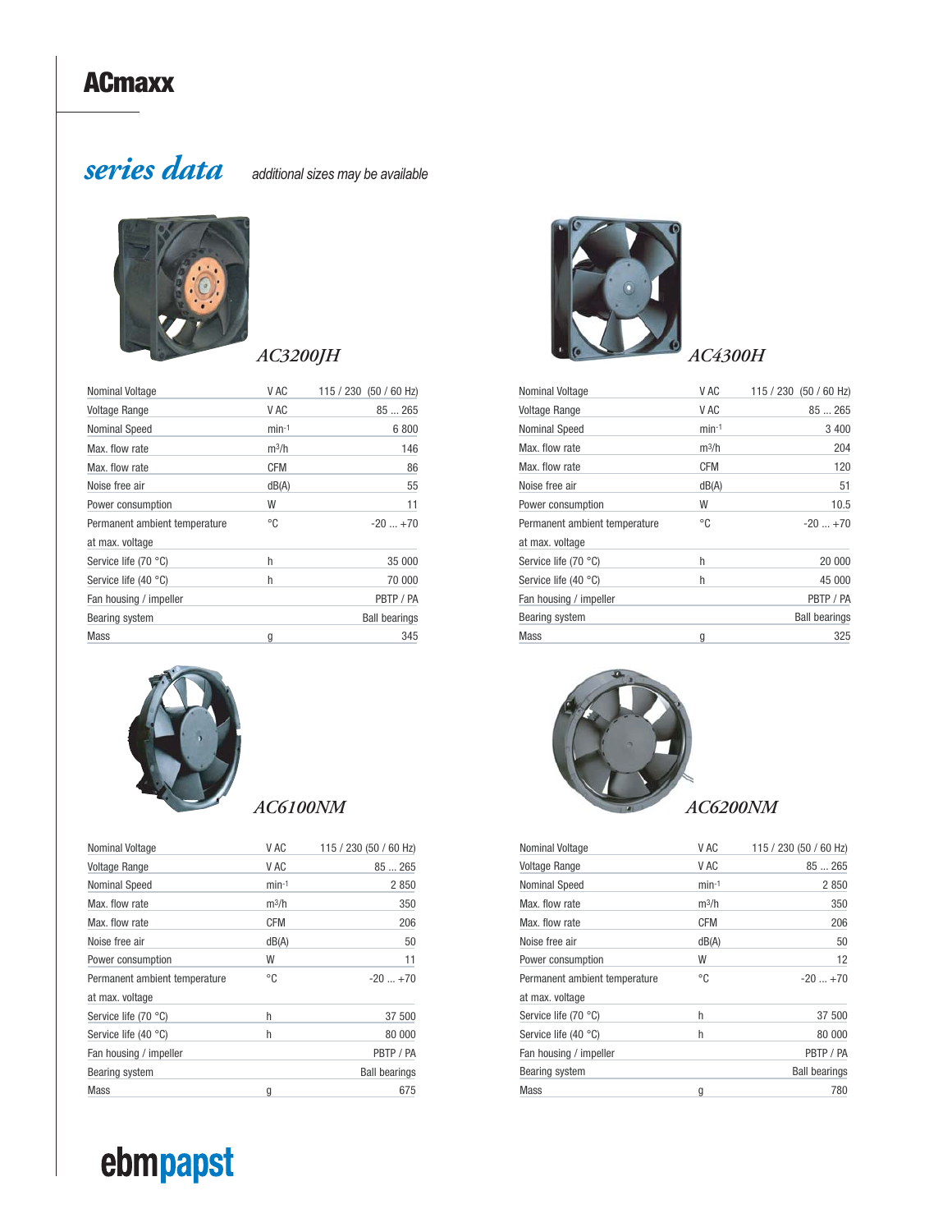# ACmaxx

## *series data*

*additional sizes may be available*

### *AC3200JH*

| | | |
|---|---|---|
| Nominal Voltage | V AC | 115 / 230 (50 / 60 Hz) |
| Voltage Range | V AC | 85 ... 265 |
| Nominal Speed | $min^{-1}$ | 6 800 |
| Max. flow rate | $m^3/h$ | 146 |
| Max. flow rate | CFM | 86 |
| Noise free air | dB(A) | 55 |
| Power consumption | W | 11 |
| Permanent ambient temperature at max. voltage | °C | -20 ... +70 |
| Service life (70 °C) | h | 35 000 |
| Service life (40 °C) | h | 70 000 |
| Fan housing / impeller | | PBTP / PA |
| Bearing system | | Ball bearings |
| Mass | g | 345 |

### *AC4300H*

| | | |
|---|---|---|
| Nominal Voltage | V AC | 115 / 230 (50 / 60 Hz) |
| Voltage Range | V AC | 85 ... 265 |
| Nominal Speed | $min^{-1}$ | 3 400 |
| Max. flow rate | $m^3/h$ | 204 |
| Max. flow rate | CFM | 120 |
| Noise free air | dB(A) | 51 |
| Power consumption | W | 10.5 |
| Permanent ambient temperature at max. voltage | °C | -20 ... +70 |
| Service life (70 °C) | h | 20 000 |
| Service life (40 °C) | h | 45 000 |
| Fan housing / impeller | | PBTP / PA |
| Bearing system | | Ball bearings |
| Mass | g | 325 |

### *AC6100NM*

| | | |
|---|---|---|
| Nominal Voltage | V AC | 115 / 230 (50 / 60 Hz) |
| Voltage Range | V AC | 85 ... 265 |
| Nominal Speed | $min^{-1}$ | 2 850 |
| Max. flow rate | $m^3/h$ | 350 |
| Max. flow rate | CFM | 206 |
| Noise free air | dB(A) | 50 |
| Power consumption | W | 11 |
| Permanent ambient temperature at max. voltage | °C | -20 ... +70 |
| Service life (70 °C) | h | 37 500 |
| Service life (40 °C) | h | 80 000 |
| Fan housing / impeller | | PBTP / PA |
| Bearing system | | Ball bearings |
| Mass | g | 675 |

### *AC6200NM*

| | | |
|---|---|---|
| Nominal Voltage | V AC | 115 / 230 (50 / 60 Hz) |
| Voltage Range | V AC | 85 ... 265 |
| Nominal Speed | $min^{-1}$ | 2 850 |
| Max. flow rate | $m^3/h$ | 350 |
| Max. flow rate | CFM | 206 |
| Noise free air | dB(A) | 50 |
| Power consumption | W | 12 |
| Permanent ambient temperature at max. voltage | °C | -20 ... +70 |
| Service life (70 °C) | h | 37 500 |
| Service life (40 °C) | h | 80 000 |
| Fan housing / impeller | | PBTP / PA |
| Bearing system | | Ball bearings |
| Mass | g | 780 |

**ebmpapst**